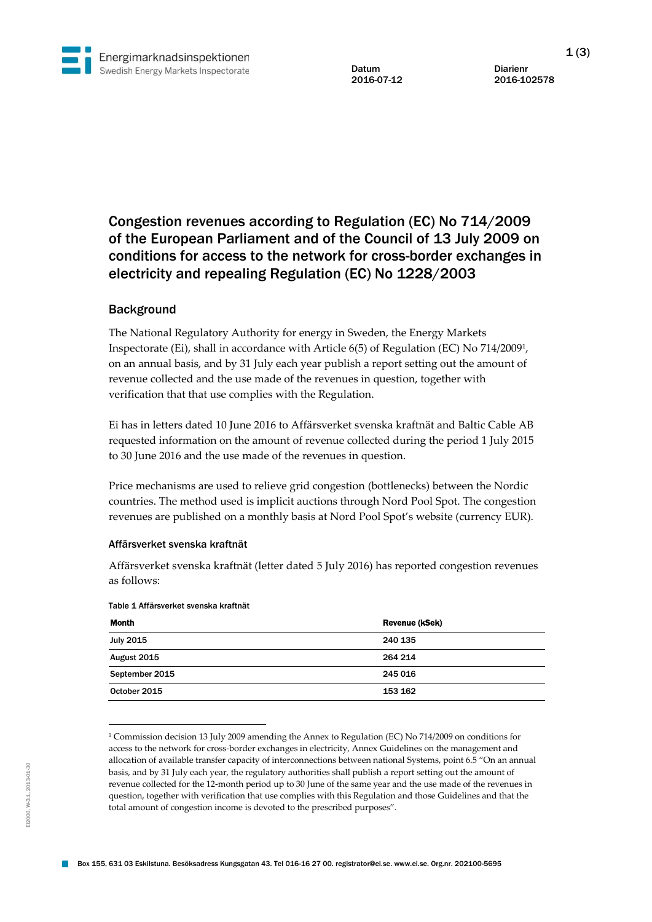Datum
2016-07-12

Diarienr
2016-102578

# Congestion revenues according to Regulation (EC) No 714/2009 of the European Parliament and of the Council of 13 July 2009 on conditions for access to the network for cross-border exchanges in electricity and repealing Regulation (EC) No 1228/2003

## Background

The National Regulatory Authority for energy in Sweden, the Energy Markets Inspectorate (Ei), shall in accordance with Article 6(5) of Regulation (EC) No 714/2009[1], on an annual basis, and by 31 July each year publish a report setting out the amount of revenue collected and the use made of the revenues in question, together with verification that that use complies with the Regulation.

Ei has in letters dated 10 June 2016 to Affärsverket svenska kraftnät and Baltic Cable AB requested information on the amount of revenue collected during the period 1 July 2015 to 30 June 2016 and the use made of the revenues in question.

Price mechanisms are used to relieve grid congestion (bottlenecks) between the Nordic countries. The method used is implicit auctions through Nord Pool Spot. The congestion revenues are published on a monthly basis at Nord Pool Spot's website (currency EUR).

### Affärsverket svenska kraftnät

Affärsverket svenska kraftnät (letter dated 5 July 2016) has reported congestion revenues as follows:

Table 1 Affärsverket svenska kraftnät

| Month | Revenue (kSek) |
|---|---|
| July 2015 | 240 135 |
| August 2015 | 264 214 |
| September 2015 | 245 016 |
| October 2015 | 153 162 |

[1] Commission decision 13 July 2009 amending the Annex to Regulation (EC) No 714/2009 on conditions for access to the network for cross-border exchanges in electricity, Annex Guidelines on the management and allocation of available transfer capacity of interconnections between national Systems, point 6.5 "On an annual basis, and by 31 July each year, the regulatory authorities shall publish a report setting out the amount of revenue collected for the 12-month period up to 30 June of the same year and the use made of the revenues in question, together with verification that use complies with this Regulation and those Guidelines and that the total amount of congestion income is devoted to the prescribed purposes".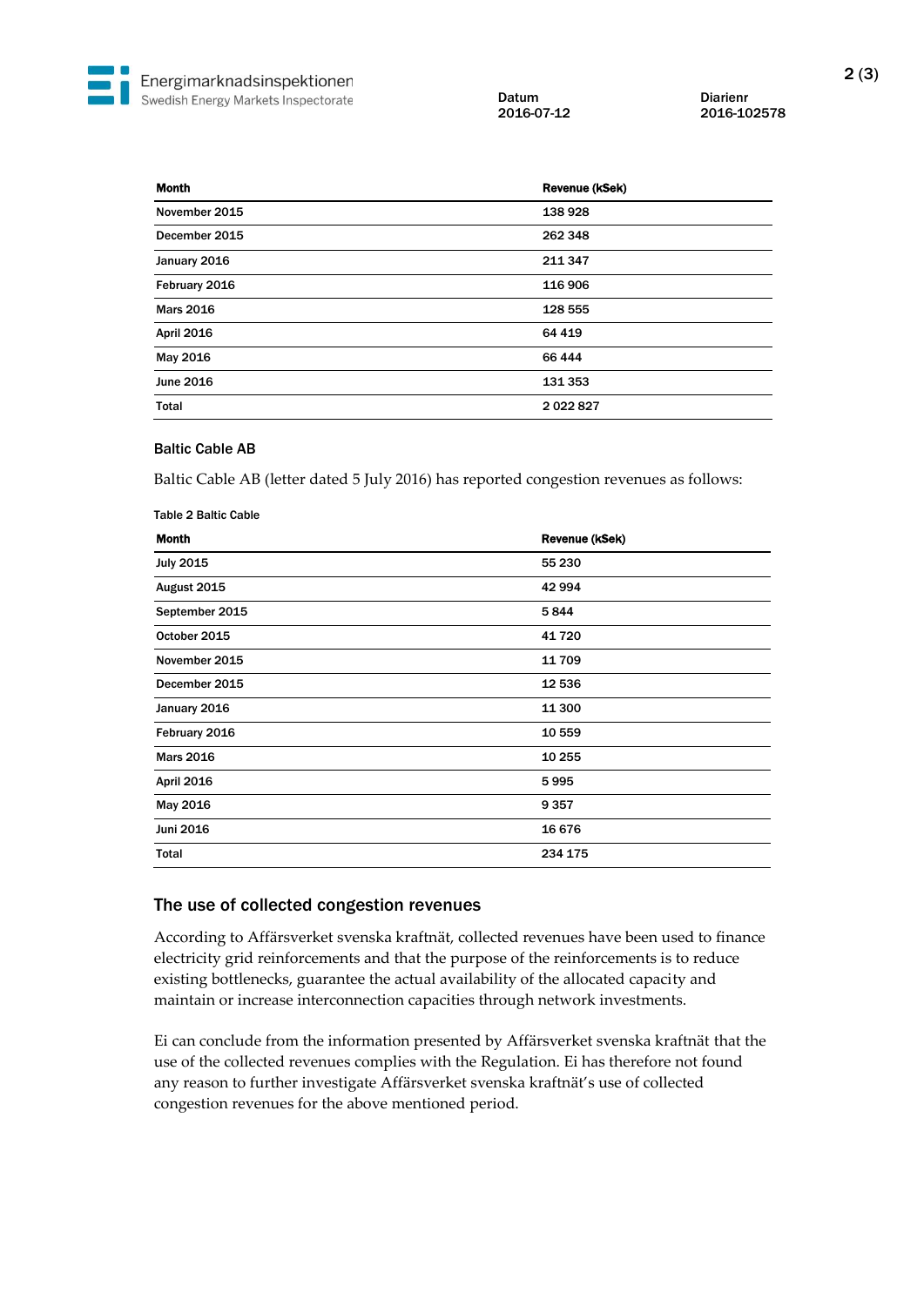| Month | Revenue (kSek) |
|---|---|
| November 2015 | 138 928 |
| December 2015 | 262 348 |
| January 2016 | 211 347 |
| February 2016 | 116 906 |
| Mars 2016 | 128 555 |
| April 2016 | 64 419 |
| May 2016 | 66 444 |
| June 2016 | 131 353 |
| Total | 2 022 827 |

### Baltic Cable AB

Baltic Cable AB (letter dated 5 July 2016) has reported congestion revenues as follows:

Table 2 Baltic Cable

| Month | Revenue (kSek) |
|---|---|
| July 2015 | 55 230 |
| August 2015 | 42 994 |
| September 2015 | 5 844 |
| October 2015 | 41 720 |
| November 2015 | 11 709 |
| December 2015 | 12 536 |
| January 2016 | 11 300 |
| February 2016 | 10 559 |
| Mars 2016 | 10 255 |
| April 2016 | 5 995 |
| May 2016 | 9 357 |
| Juni 2016 | 16 676 |
| Total | 234 175 |

## The use of collected congestion revenues

According to Affärsverket svenska kraftnät, collected revenues have been used to finance electricity grid reinforcements and that the purpose of the reinforcements is to reduce existing bottlenecks, guarantee the actual availability of the allocated capacity and maintain or increase interconnection capacities through network investments.

Ei can conclude from the information presented by Affärsverket svenska kraftnät that the use of the collected revenues complies with the Regulation. Ei has therefore not found any reason to further investigate Affärsverket svenska kraftnät's use of collected congestion revenues for the above mentioned period.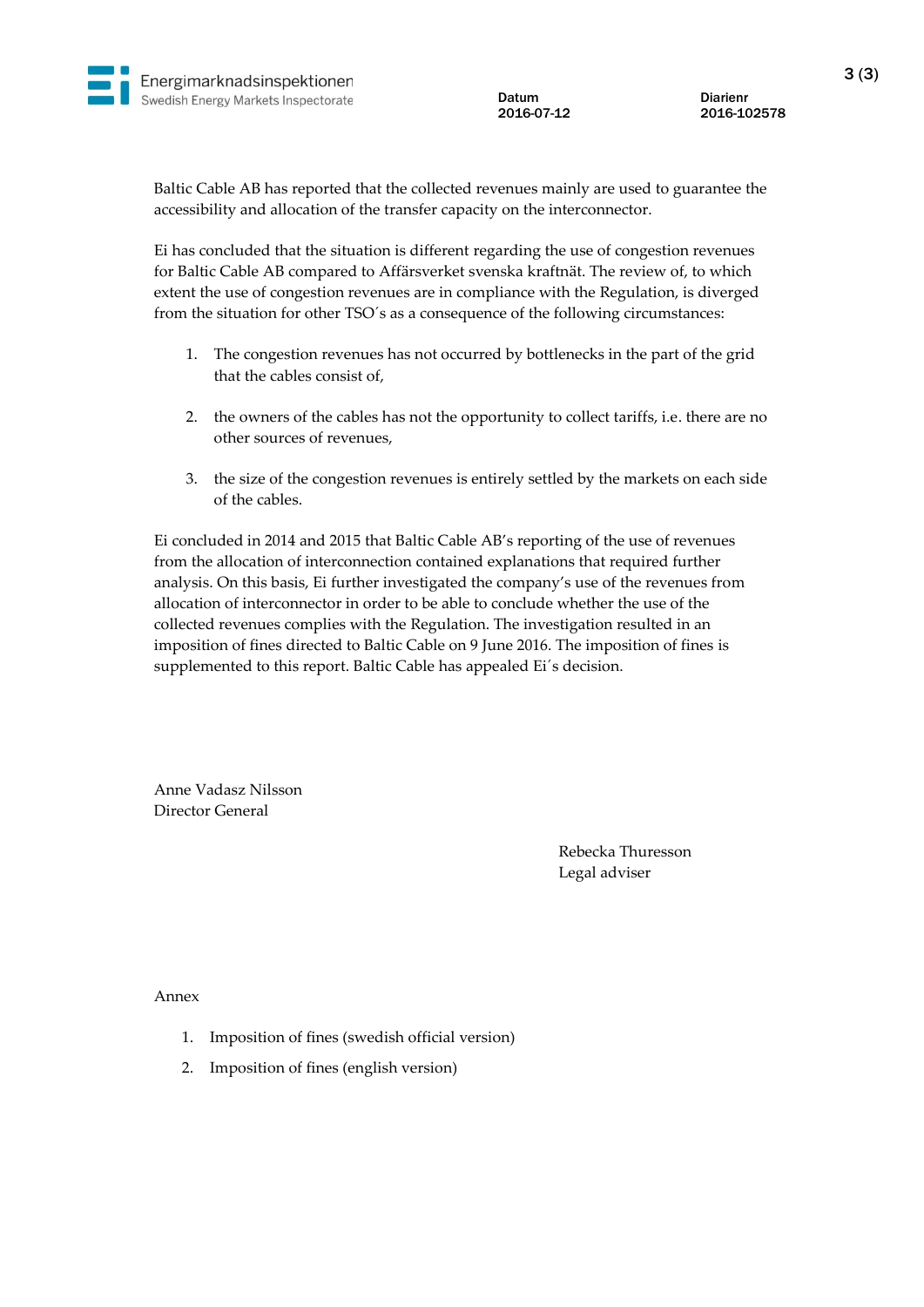Baltic Cable AB has reported that the collected revenues mainly are used to guarantee the accessibility and allocation of the transfer capacity on the interconnector.

Ei has concluded that the situation is different regarding the use of congestion revenues for Baltic Cable AB compared to Affärsverket svenska kraftnät. The review of, to which extent the use of congestion revenues are in compliance with the Regulation, is diverged from the situation for other TSO´s as a consequence of the following circumstances:

1. The congestion revenues has not occurred by bottlenecks in the part of the grid that the cables consist of,

2. the owners of the cables has not the opportunity to collect tariffs, i.e. there are no other sources of revenues,

3. the size of the congestion revenues is entirely settled by the markets on each side of the cables.

Ei concluded in 2014 and 2015 that Baltic Cable AB's reporting of the use of revenues from the allocation of interconnection contained explanations that required further analysis. On this basis, Ei further investigated the company's use of the revenues from allocation of interconnector in order to be able to conclude whether the use of the collected revenues complies with the Regulation. The investigation resulted in an imposition of fines directed to Baltic Cable on 9 June 2016. The imposition of fines is supplemented to this report. Baltic Cable has appealed Ei´s decision.

Anne Vadasz Nilsson
Director General

Rebecka Thuresson
Legal adviser

Annex

1. Imposition of fines (swedish official version)
2. Imposition of fines (english version)